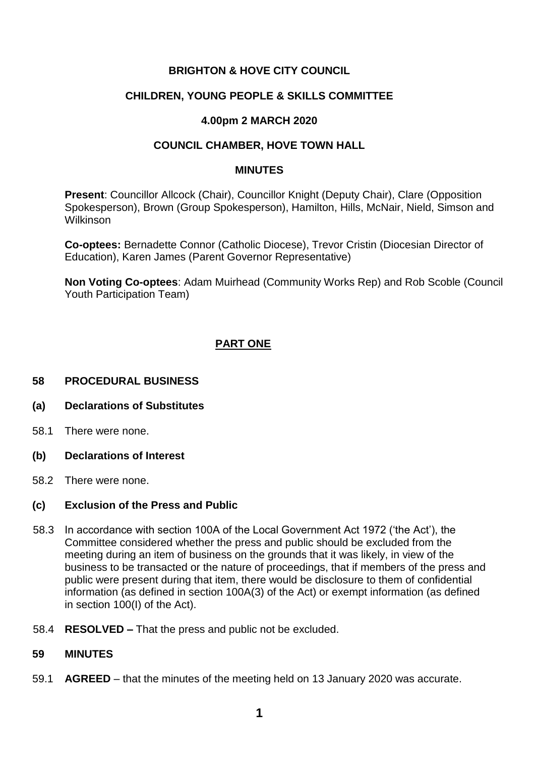# BRIGHTON & HOVE CITY COUNCIL

## CHILDREN, YOUNG PEOPLE & SKILLS COMMITTEE

### 4.00pm 2 MARCH 2020

### COUNCIL CHAMBER, HOVE TOWN HALL

### MINUTES

**Present**: Councillor Allcock (Chair), Councillor Knight (Deputy Chair), Clare (Opposition Spokesperson), Brown (Group Spokesperson), Hamilton, Hills, McNair, Nield, Simson and Wilkinson

**Co-optees:** Bernadette Connor (Catholic Diocese), Trevor Cristin (Diocesian Director of Education), Karen James (Parent Governor Representative)

**Non Voting Co-optees**: Adam Muirhead (Community Works Rep) and Rob Scoble (Council Youth Participation Team)

## PART ONE

### 58 PROCEDURAL BUSINESS

**(a) Declarations of Substitutes**

58.1 There were none.

**(b) Declarations of Interest**

58.2 There were none.

**(c) Exclusion of the Press and Public**

58.3 In accordance with section 100A of the Local Government Act 1972 ('the Act'), the Committee considered whether the press and public should be excluded from the meeting during an item of business on the grounds that it was likely, in view of the business to be transacted or the nature of proceedings, that if members of the press and public were present during that item, there would be disclosure to them of confidential information (as defined in section 100A(3) of the Act) or exempt information (as defined in section 100(I) of the Act).

58.4 **RESOLVED –** That the press and public not be excluded.

### 59 MINUTES

59.1 **AGREED** – that the minutes of the meeting held on 13 January 2020 was accurate.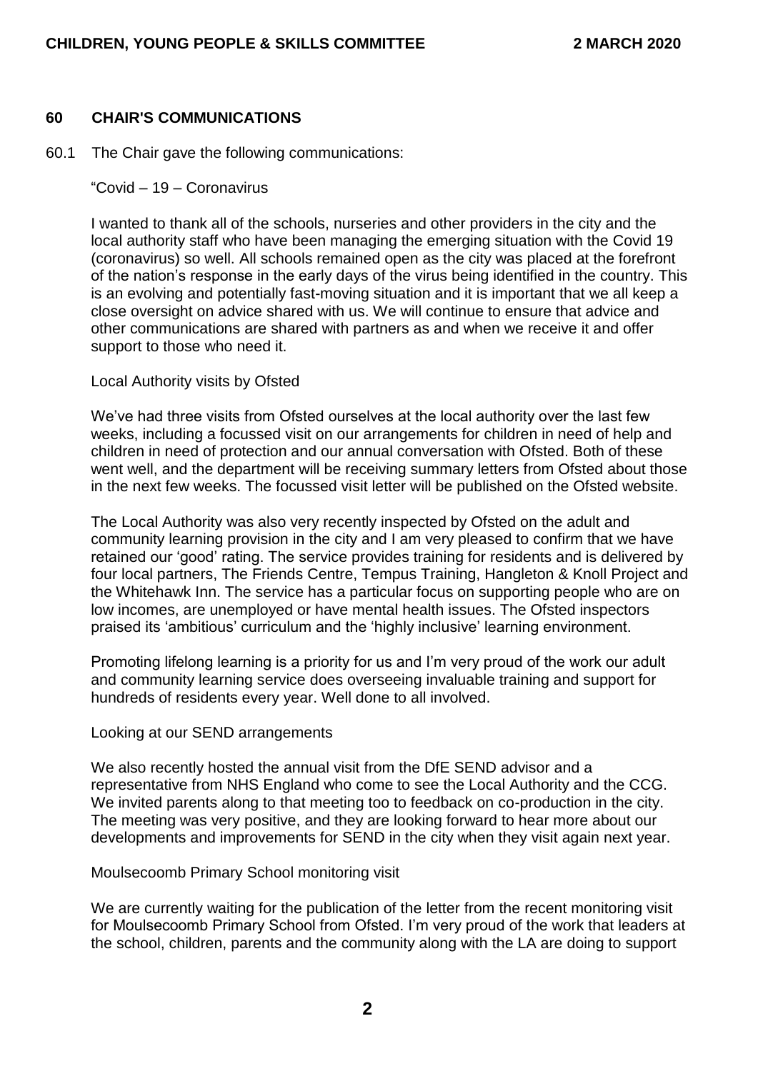## 60 CHAIR'S COMMUNICATIONS

60.1 The Chair gave the following communications:

"Covid – 19 – Coronavirus

I wanted to thank all of the schools, nurseries and other providers in the city and the local authority staff who have been managing the emerging situation with the Covid 19 (coronavirus) so well. All schools remained open as the city was placed at the forefront of the nation's response in the early days of the virus being identified in the country. This is an evolving and potentially fast-moving situation and it is important that we all keep a close oversight on advice shared with us. We will continue to ensure that advice and other communications are shared with partners as and when we receive it and offer support to those who need it.

Local Authority visits by Ofsted

We've had three visits from Ofsted ourselves at the local authority over the last few weeks, including a focussed visit on our arrangements for children in need of help and children in need of protection and our annual conversation with Ofsted. Both of these went well, and the department will be receiving summary letters from Ofsted about those in the next few weeks. The focussed visit letter will be published on the Ofsted website.

The Local Authority was also very recently inspected by Ofsted on the adult and community learning provision in the city and I am very pleased to confirm that we have retained our 'good' rating. The service provides training for residents and is delivered by four local partners, The Friends Centre, Tempus Training, Hangleton & Knoll Project and the Whitehawk Inn. The service has a particular focus on supporting people who are on low incomes, are unemployed or have mental health issues. The Ofsted inspectors praised its 'ambitious' curriculum and the 'highly inclusive' learning environment.

Promoting lifelong learning is a priority for us and I'm very proud of the work our adult and community learning service does overseeing invaluable training and support for hundreds of residents every year. Well done to all involved.

Looking at our SEND arrangements

We also recently hosted the annual visit from the DfE SEND advisor and a representative from NHS England who come to see the Local Authority and the CCG. We invited parents along to that meeting too to feedback on co-production in the city. The meeting was very positive, and they are looking forward to hear more about our developments and improvements for SEND in the city when they visit again next year.

Moulsecoomb Primary School monitoring visit

We are currently waiting for the publication of the letter from the recent monitoring visit for Moulsecoomb Primary School from Ofsted. I'm very proud of the work that leaders at the school, children, parents and the community along with the LA are doing to support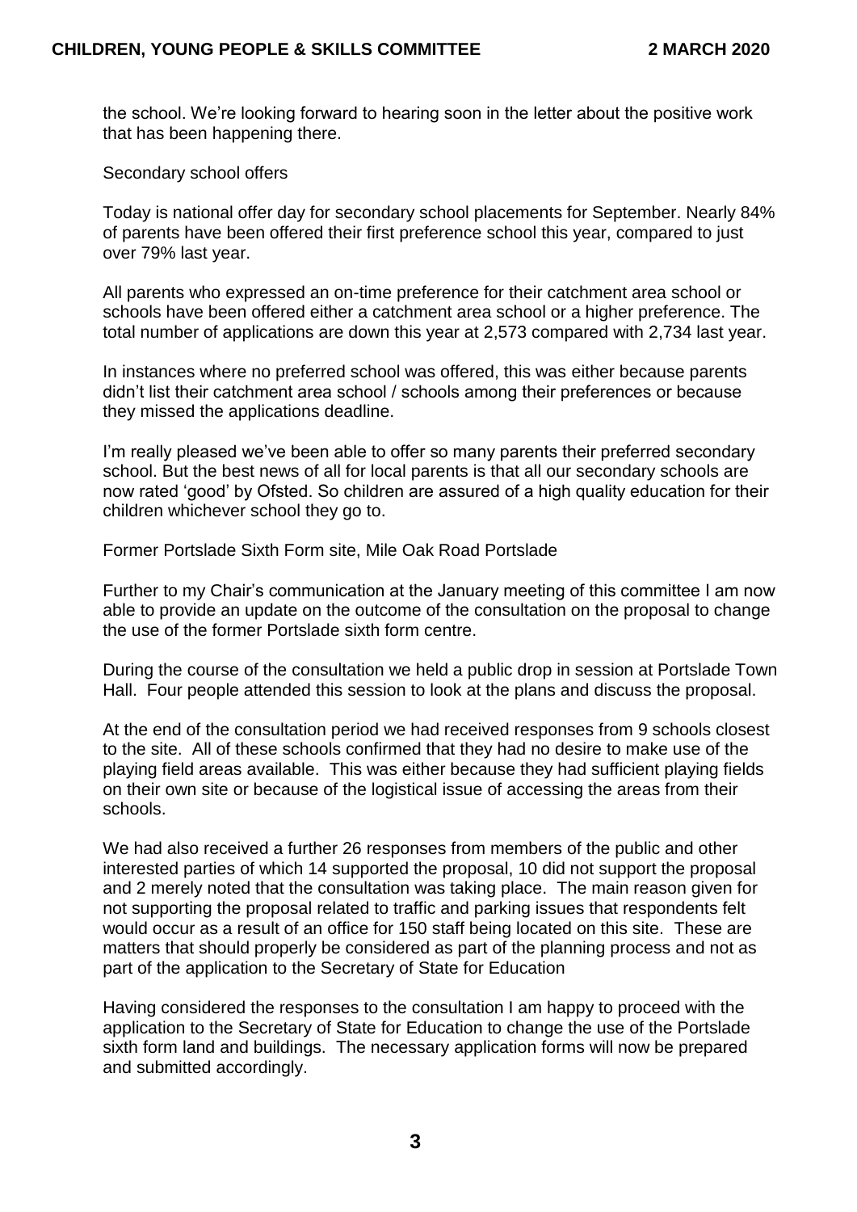the school. We're looking forward to hearing soon in the letter about the positive work that has been happening there.

Secondary school offers

Today is national offer day for secondary school placements for September. Nearly 84% of parents have been offered their first preference school this year, compared to just over 79% last year.

All parents who expressed an on-time preference for their catchment area school or schools have been offered either a catchment area school or a higher preference. The total number of applications are down this year at 2,573 compared with 2,734 last year.

In instances where no preferred school was offered, this was either because parents didn't list their catchment area school / schools among their preferences or because they missed the applications deadline.

I'm really pleased we've been able to offer so many parents their preferred secondary school. But the best news of all for local parents is that all our secondary schools are now rated 'good' by Ofsted. So children are assured of a high quality education for their children whichever school they go to.

Former Portslade Sixth Form site, Mile Oak Road Portslade

Further to my Chair's communication at the January meeting of this committee I am now able to provide an update on the outcome of the consultation on the proposal to change the use of the former Portslade sixth form centre.

During the course of the consultation we held a public drop in session at Portslade Town Hall. Four people attended this session to look at the plans and discuss the proposal.

At the end of the consultation period we had received responses from 9 schools closest to the site. All of these schools confirmed that they had no desire to make use of the playing field areas available. This was either because they had sufficient playing fields on their own site or because of the logistical issue of accessing the areas from their schools.

We had also received a further 26 responses from members of the public and other interested parties of which 14 supported the proposal, 10 did not support the proposal and 2 merely noted that the consultation was taking place. The main reason given for not supporting the proposal related to traffic and parking issues that respondents felt would occur as a result of an office for 150 staff being located on this site. These are matters that should properly be considered as part of the planning process and not as part of the application to the Secretary of State for Education

Having considered the responses to the consultation I am happy to proceed with the application to the Secretary of State for Education to change the use of the Portslade sixth form land and buildings. The necessary application forms will now be prepared and submitted accordingly.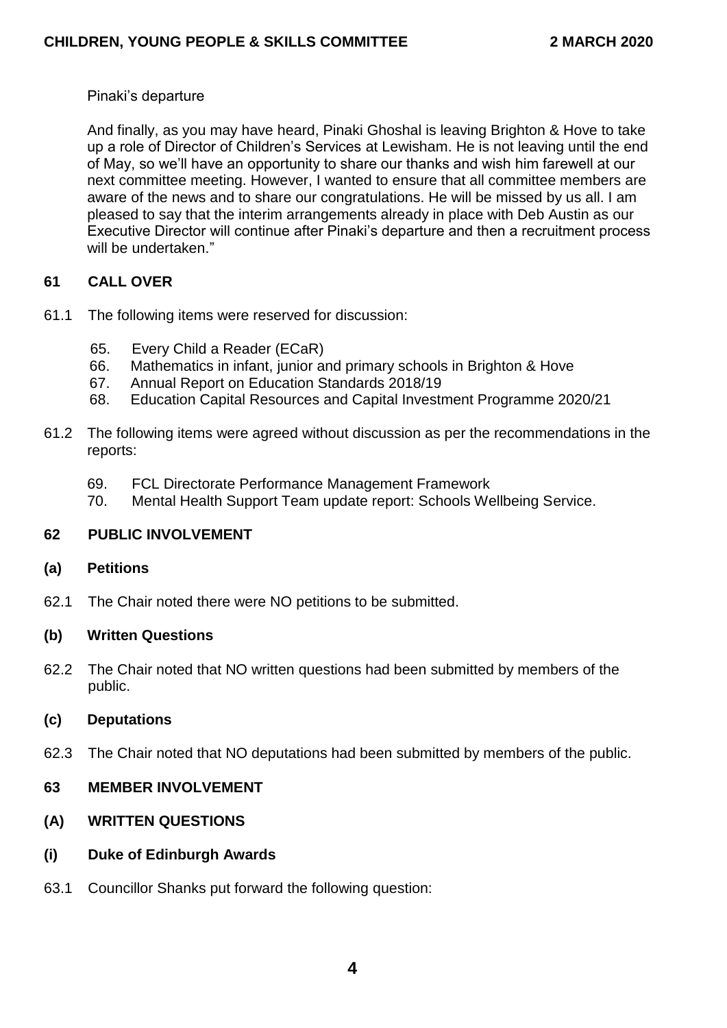Pinaki's departure

And finally, as you may have heard, Pinaki Ghoshal is leaving Brighton & Hove to take up a role of Director of Children's Services at Lewisham. He is not leaving until the end of May, so we'll have an opportunity to share our thanks and wish him farewell at our next committee meeting. However, I wanted to ensure that all committee members are aware of the news and to share our congratulations. He will be missed by us all. I am pleased to say that the interim arrangements already in place with Deb Austin as our Executive Director will continue after Pinaki's departure and then a recruitment process will be undertaken."

## 61 CALL OVER

61.1 The following items were reserved for discussion:

65. Every Child a Reader (ECaR)
66. Mathematics in infant, junior and primary schools in Brighton & Hove
67. Annual Report on Education Standards 2018/19
68. Education Capital Resources and Capital Investment Programme 2020/21

61.2 The following items were agreed without discussion as per the recommendations in the reports:

69. FCL Directorate Performance Management Framework
70. Mental Health Support Team update report: Schools Wellbeing Service.

## 62 PUBLIC INVOLVEMENT

### (a) Petitions

62.1 The Chair noted there were NO petitions to be submitted.

### (b) Written Questions

62.2 The Chair noted that NO written questions had been submitted by members of the public.

### (c) Deputations

62.3 The Chair noted that NO deputations had been submitted by members of the public.

## 63 MEMBER INVOLVEMENT

### (A) WRITTEN QUESTIONS

### (i) Duke of Edinburgh Awards

63.1 Councillor Shanks put forward the following question: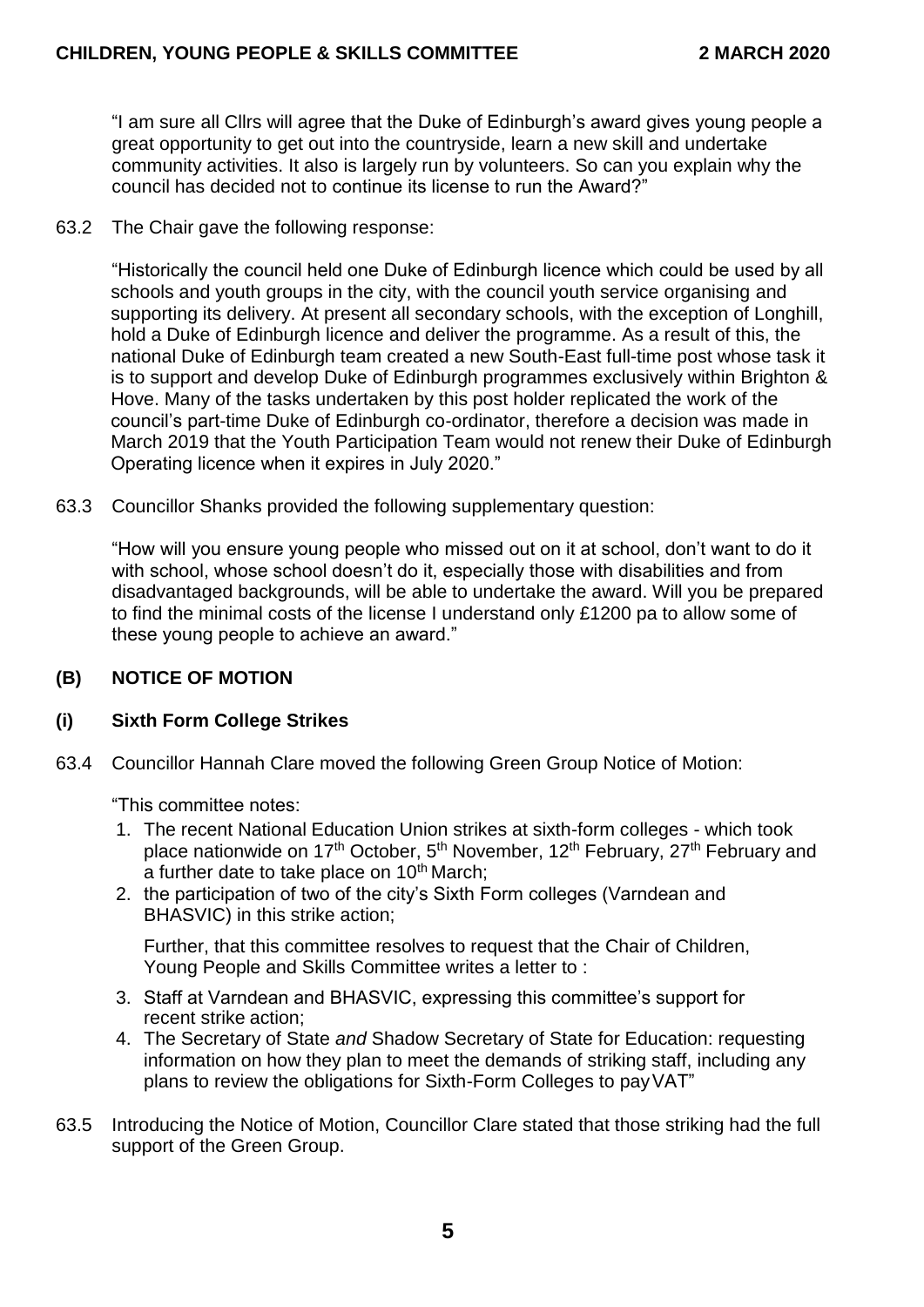"I am sure all Cllrs will agree that the Duke of Edinburgh's award gives young people a great opportunity to get out into the countryside, learn a new skill and undertake community activities. It also is largely run by volunteers. So can you explain why the council has decided not to continue its license to run the Award?"

63.2 The Chair gave the following response:

"Historically the council held one Duke of Edinburgh licence which could be used by all schools and youth groups in the city, with the council youth service organising and supporting its delivery. At present all secondary schools, with the exception of Longhill, hold a Duke of Edinburgh licence and deliver the programme. As a result of this, the national Duke of Edinburgh team created a new South-East full-time post whose task it is to support and develop Duke of Edinburgh programmes exclusively within Brighton & Hove. Many of the tasks undertaken by this post holder replicated the work of the council's part-time Duke of Edinburgh co-ordinator, therefore a decision was made in March 2019 that the Youth Participation Team would not renew their Duke of Edinburgh Operating licence when it expires in July 2020."

63.3 Councillor Shanks provided the following supplementary question:

"How will you ensure young people who missed out on it at school, don't want to do it with school, whose school doesn't do it, especially those with disabilities and from disadvantaged backgrounds, will be able to undertake the award. Will you be prepared to find the minimal costs of the license I understand only £1200 pa to allow some of these young people to achieve an award."

## (B) NOTICE OF MOTION

### (i) Sixth Form College Strikes

63.4 Councillor Hannah Clare moved the following Green Group Notice of Motion:

"This committee notes:

1. The recent National Education Union strikes at sixth-form colleges - which took place nationwide on 17th October, 5th November, 12th February, 27th February and a further date to take place on 10th March;
2. the participation of two of the city's Sixth Form colleges (Varndean and BHASVIC) in this strike action;

Further, that this committee resolves to request that the Chair of Children, Young People and Skills Committee writes a letter to :

3. Staff at Varndean and BHASVIC, expressing this committee's support for recent strike action;
4. The Secretary of State *and* Shadow Secretary of State for Education: requesting information on how they plan to meet the demands of striking staff, including any plans to review the obligations for Sixth-Form Colleges to pay VAT"

63.5 Introducing the Notice of Motion, Councillor Clare stated that those striking had the full support of the Green Group.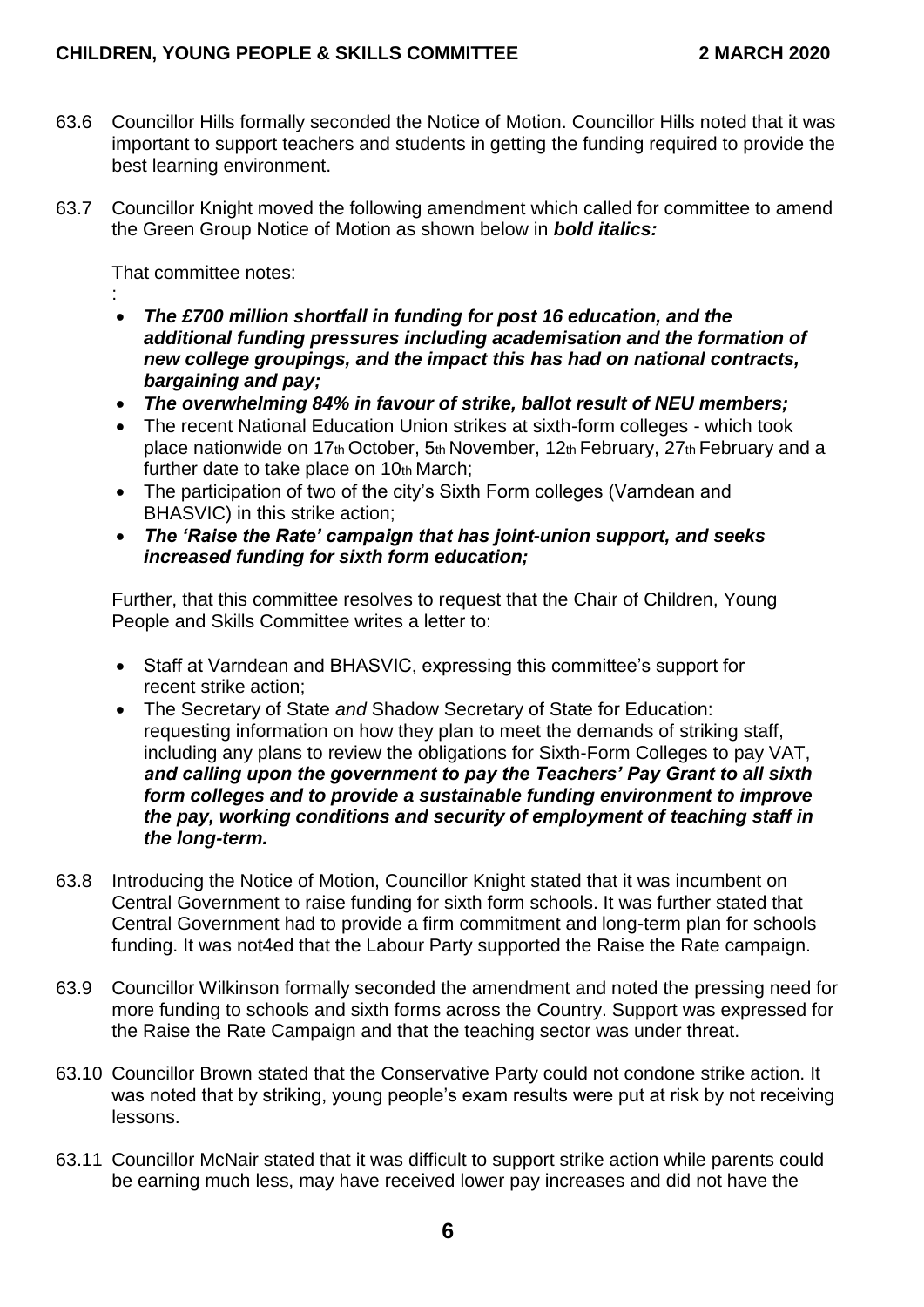63.6 Councillor Hills formally seconded the Notice of Motion. Councillor Hills noted that it was important to support teachers and students in getting the funding required to provide the best learning environment.

63.7 Councillor Knight moved the following amendment which called for committee to amend the Green Group Notice of Motion as shown below in ***bold italics:***

That committee notes:

:

- ***The £700 million shortfall in funding for post 16 education, and the additional funding pressures including academisation and the formation of new college groupings, and the impact this has had on national contracts, bargaining and pay;***
- ***The overwhelming 84% in favour of strike, ballot result of NEU members;***
- The recent National Education Union strikes at sixth-form colleges - which took place nationwide on 17th October, 5th November, 12th February, 27th February and a further date to take place on 10th March;
- The participation of two of the city's Sixth Form colleges (Varndean and BHASVIC) in this strike action;
- ***The 'Raise the Rate' campaign that has joint-union support, and seeks increased funding for sixth form education;***

Further, that this committee resolves to request that the Chair of Children, Young People and Skills Committee writes a letter to:

- Staff at Varndean and BHASVIC, expressing this committee's support for recent strike action;
- The Secretary of State *and* Shadow Secretary of State for Education: requesting information on how they plan to meet the demands of striking staff, including any plans to review the obligations for Sixth-Form Colleges to pay VAT, ***and calling upon the government to pay the Teachers' Pay Grant to all sixth form colleges and to provide a sustainable funding environment to improve the pay, working conditions and security of employment of teaching staff in the long-term.***

63.8 Introducing the Notice of Motion, Councillor Knight stated that it was incumbent on Central Government to raise funding for sixth form schools. It was further stated that Central Government had to provide a firm commitment and long-term plan for schools funding. It was not4ed that the Labour Party supported the Raise the Rate campaign.

63.9 Councillor Wilkinson formally seconded the amendment and noted the pressing need for more funding to schools and sixth forms across the Country. Support was expressed for the Raise the Rate Campaign and that the teaching sector was under threat.

63.10 Councillor Brown stated that the Conservative Party could not condone strike action. It was noted that by striking, young people's exam results were put at risk by not receiving lessons.

63.11 Councillor McNair stated that it was difficult to support strike action while parents could be earning much less, may have received lower pay increases and did not have the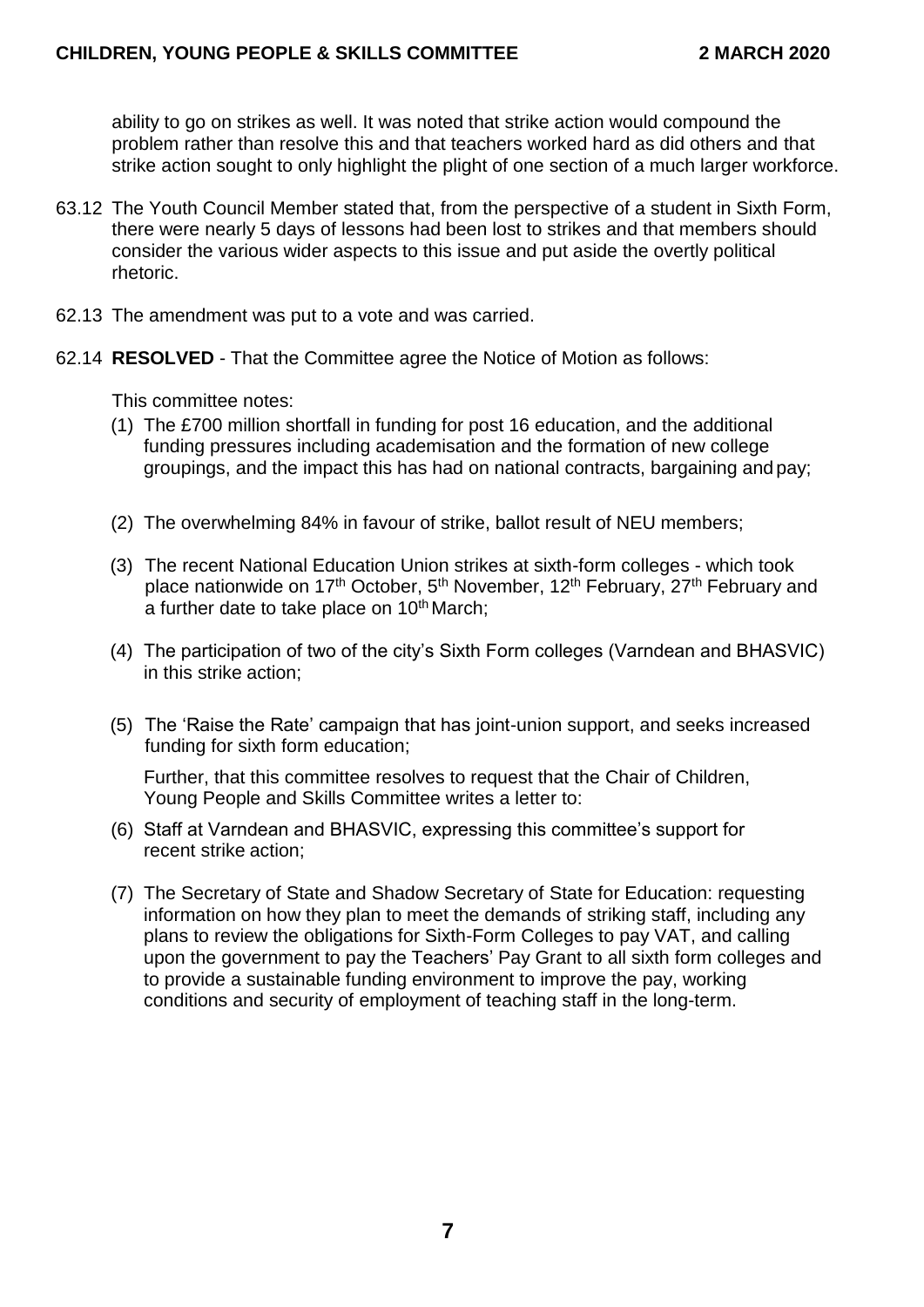ability to go on strikes as well. It was noted that strike action would compound the problem rather than resolve this and that teachers worked hard as did others and that strike action sought to only highlight the plight of one section of a much larger workforce.

63.12 The Youth Council Member stated that, from the perspective of a student in Sixth Form, there were nearly 5 days of lessons had been lost to strikes and that members should consider the various wider aspects to this issue and put aside the overtly political rhetoric.

62.13 The amendment was put to a vote and was carried.

62.14 **RESOLVED** - That the Committee agree the Notice of Motion as follows:

This committee notes:

(1) The £700 million shortfall in funding for post 16 education, and the additional funding pressures including academisation and the formation of new college groupings, and the impact this has had on national contracts, bargaining and pay;

(2) The overwhelming 84% in favour of strike, ballot result of NEU members;

(3) The recent National Education Union strikes at sixth-form colleges - which took place nationwide on 17th October, 5th November, 12th February, 27th February and a further date to take place on 10th March;

(4) The participation of two of the city's Sixth Form colleges (Varndean and BHASVIC) in this strike action;

(5) The 'Raise the Rate' campaign that has joint-union support, and seeks increased funding for sixth form education;

Further, that this committee resolves to request that the Chair of Children, Young People and Skills Committee writes a letter to:

(6) Staff at Varndean and BHASVIC, expressing this committee's support for recent strike action;

(7) The Secretary of State and Shadow Secretary of State for Education: requesting information on how they plan to meet the demands of striking staff, including any plans to review the obligations for Sixth-Form Colleges to pay VAT, and calling upon the government to pay the Teachers' Pay Grant to all sixth form colleges and to provide a sustainable funding environment to improve the pay, working conditions and security of employment of teaching staff in the long-term.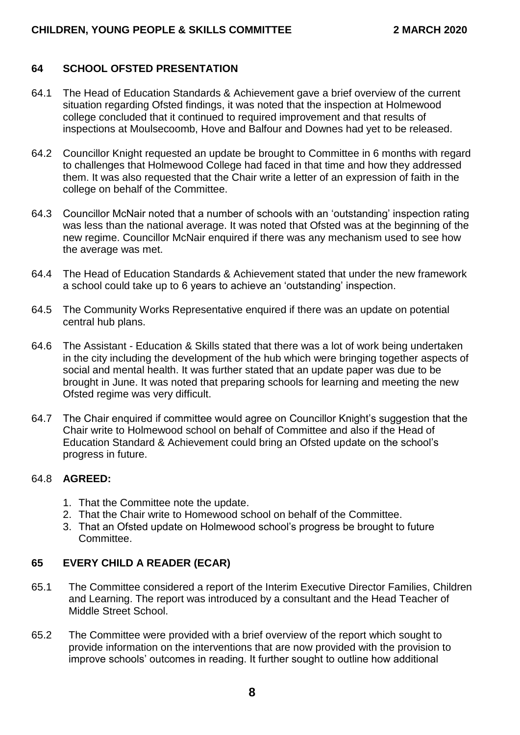## 64 SCHOOL OFSTED PRESENTATION

64.1 The Head of Education Standards & Achievement gave a brief overview of the current situation regarding Ofsted findings, it was noted that the inspection at Holmewood college concluded that it continued to required improvement and that results of inspections at Moulsecoomb, Hove and Balfour and Downes had yet to be released.

64.2 Councillor Knight requested an update be brought to Committee in 6 months with regard to challenges that Holmewood College had faced in that time and how they addressed them. It was also requested that the Chair write a letter of an expression of faith in the college on behalf of the Committee.

64.3 Councillor McNair noted that a number of schools with an 'outstanding' inspection rating was less than the national average. It was noted that Ofsted was at the beginning of the new regime. Councillor McNair enquired if there was any mechanism used to see how the average was met.

64.4 The Head of Education Standards & Achievement stated that under the new framework a school could take up to 6 years to achieve an 'outstanding' inspection.

64.5 The Community Works Representative enquired if there was an update on potential central hub plans.

64.6 The Assistant - Education & Skills stated that there was a lot of work being undertaken in the city including the development of the hub which were bringing together aspects of social and mental health. It was further stated that an update paper was due to be brought in June. It was noted that preparing schools for learning and meeting the new Ofsted regime was very difficult.

64.7 The Chair enquired if committee would agree on Councillor Knight's suggestion that the Chair write to Holmewood school on behalf of Committee and also if the Head of Education Standard & Achievement could bring an Ofsted update on the school's progress in future.

64.8 **AGREED:**

1. That the Committee note the update.
2. That the Chair write to Homewood school on behalf of the Committee.
3. That an Ofsted update on Holmewood school's progress be brought to future Committee.

## 65 EVERY CHILD A READER (ECAR)

65.1 The Committee considered a report of the Interim Executive Director Families, Children and Learning. The report was introduced by a consultant and the Head Teacher of Middle Street School.

65.2 The Committee were provided with a brief overview of the report which sought to provide information on the interventions that are now provided with the provision to improve schools' outcomes in reading. It further sought to outline how additional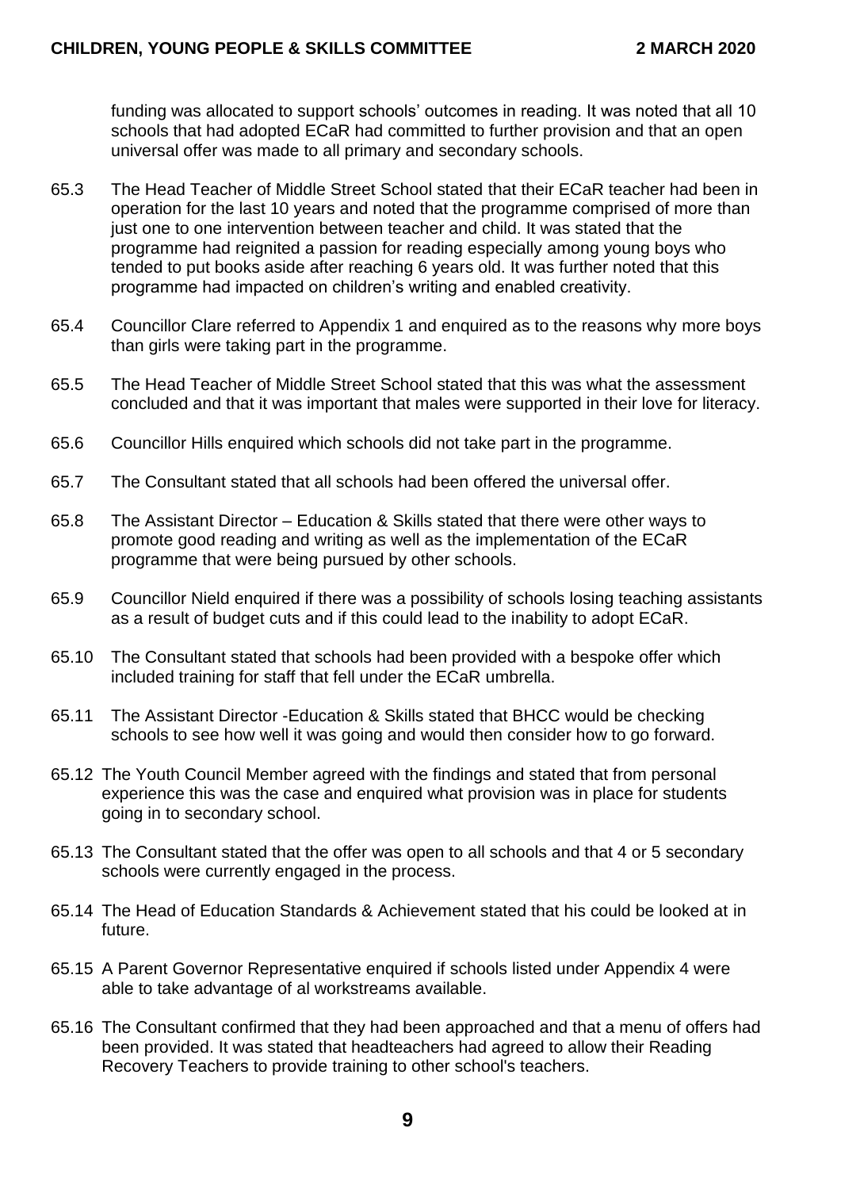funding was allocated to support schools' outcomes in reading. It was noted that all 10 schools that had adopted ECaR had committed to further provision and that an open universal offer was made to all primary and secondary schools.

65.3 The Head Teacher of Middle Street School stated that their ECaR teacher had been in operation for the last 10 years and noted that the programme comprised of more than just one to one intervention between teacher and child. It was stated that the programme had reignited a passion for reading especially among young boys who tended to put books aside after reaching 6 years old. It was further noted that this programme had impacted on children's writing and enabled creativity.

65.4 Councillor Clare referred to Appendix 1 and enquired as to the reasons why more boys than girls were taking part in the programme.

65.5 The Head Teacher of Middle Street School stated that this was what the assessment concluded and that it was important that males were supported in their love for literacy.

65.6 Councillor Hills enquired which schools did not take part in the programme.

65.7 The Consultant stated that all schools had been offered the universal offer.

65.8 The Assistant Director – Education & Skills stated that there were other ways to promote good reading and writing as well as the implementation of the ECaR programme that were being pursued by other schools.

65.9 Councillor Nield enquired if there was a possibility of schools losing teaching assistants as a result of budget cuts and if this could lead to the inability to adopt ECaR.

65.10 The Consultant stated that schools had been provided with a bespoke offer which included training for staff that fell under the ECaR umbrella.

65.11 The Assistant Director -Education & Skills stated that BHCC would be checking schools to see how well it was going and would then consider how to go forward.

65.12 The Youth Council Member agreed with the findings and stated that from personal experience this was the case and enquired what provision was in place for students going in to secondary school.

65.13 The Consultant stated that the offer was open to all schools and that 4 or 5 secondary schools were currently engaged in the process.

65.14 The Head of Education Standards & Achievement stated that his could be looked at in future.

65.15 A Parent Governor Representative enquired if schools listed under Appendix 4 were able to take advantage of al workstreams available.

65.16 The Consultant confirmed that they had been approached and that a menu of offers had been provided. It was stated that headteachers had agreed to allow their Reading Recovery Teachers to provide training to other school's teachers.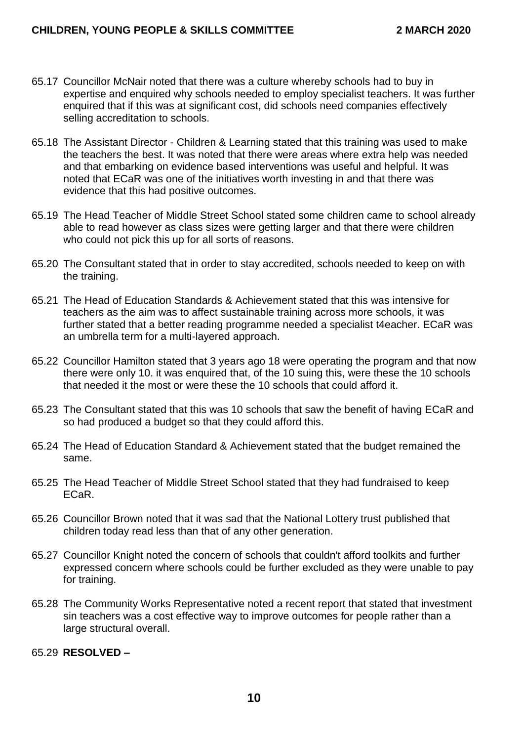65.17 Councillor McNair noted that there was a culture whereby schools had to buy in expertise and enquired why schools needed to employ specialist teachers. It was further enquired that if this was at significant cost, did schools need companies effectively selling accreditation to schools.

65.18 The Assistant Director - Children & Learning stated that this training was used to make the teachers the best. It was noted that there were areas where extra help was needed and that embarking on evidence based interventions was useful and helpful. It was noted that ECaR was one of the initiatives worth investing in and that there was evidence that this had positive outcomes.

65.19 The Head Teacher of Middle Street School stated some children came to school already able to read however as class sizes were getting larger and that there were children who could not pick this up for all sorts of reasons.

65.20 The Consultant stated that in order to stay accredited, schools needed to keep on with the training.

65.21 The Head of Education Standards & Achievement stated that this was intensive for teachers as the aim was to affect sustainable training across more schools, it was further stated that a better reading programme needed a specialist t4eacher. ECaR was an umbrella term for a multi-layered approach.

65.22 Councillor Hamilton stated that 3 years ago 18 were operating the program and that now there were only 10. it was enquired that, of the 10 suing this, were these the 10 schools that needed it the most or were these the 10 schools that could afford it.

65.23 The Consultant stated that this was 10 schools that saw the benefit of having ECaR and so had produced a budget so that they could afford this.

65.24 The Head of Education Standard & Achievement stated that the budget remained the same.

65.25 The Head Teacher of Middle Street School stated that they had fundraised to keep ECaR.

65.26 Councillor Brown noted that it was sad that the National Lottery trust published that children today read less than that of any other generation.

65.27 Councillor Knight noted the concern of schools that couldn't afford toolkits and further expressed concern where schools could be further excluded as they were unable to pay for training.

65.28 The Community Works Representative noted a recent report that stated that investment sin teachers was a cost effective way to improve outcomes for people rather than a large structural overall.

65.29 **RESOLVED –**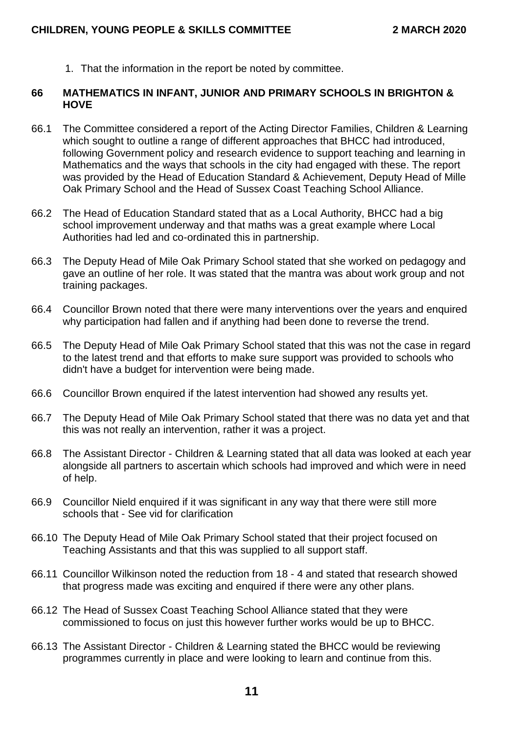1. That the information in the report be noted by committee.

**66 MATHEMATICS IN INFANT, JUNIOR AND PRIMARY SCHOOLS IN BRIGHTON & HOVE**

66.1 The Committee considered a report of the Acting Director Families, Children & Learning which sought to outline a range of different approaches that BHCC had introduced, following Government policy and research evidence to support teaching and learning in Mathematics and the ways that schools in the city had engaged with these. The report was provided by the Head of Education Standard & Achievement, Deputy Head of Mille Oak Primary School and the Head of Sussex Coast Teaching School Alliance.

66.2 The Head of Education Standard stated that as a Local Authority, BHCC had a big school improvement underway and that maths was a great example where Local Authorities had led and co-ordinated this in partnership.

66.3 The Deputy Head of Mile Oak Primary School stated that she worked on pedagogy and gave an outline of her role. It was stated that the mantra was about work group and not training packages.

66.4 Councillor Brown noted that there were many interventions over the years and enquired why participation had fallen and if anything had been done to reverse the trend.

66.5 The Deputy Head of Mile Oak Primary School stated that this was not the case in regard to the latest trend and that efforts to make sure support was provided to schools who didn't have a budget for intervention were being made.

66.6 Councillor Brown enquired if the latest intervention had showed any results yet.

66.7 The Deputy Head of Mile Oak Primary School stated that there was no data yet and that this was not really an intervention, rather it was a project.

66.8 The Assistant Director - Children & Learning stated that all data was looked at each year alongside all partners to ascertain which schools had improved and which were in need of help.

66.9 Councillor Nield enquired if it was significant in any way that there were still more schools that - See vid for clarification

66.10 The Deputy Head of Mile Oak Primary School stated that their project focused on Teaching Assistants and that this was supplied to all support staff.

66.11 Councillor Wilkinson noted the reduction from 18 - 4 and stated that research showed that progress made was exciting and enquired if there were any other plans.

66.12 The Head of Sussex Coast Teaching School Alliance stated that they were commissioned to focus on just this however further works would be up to BHCC.

66.13 The Assistant Director - Children & Learning stated the BHCC would be reviewing programmes currently in place and were looking to learn and continue from this.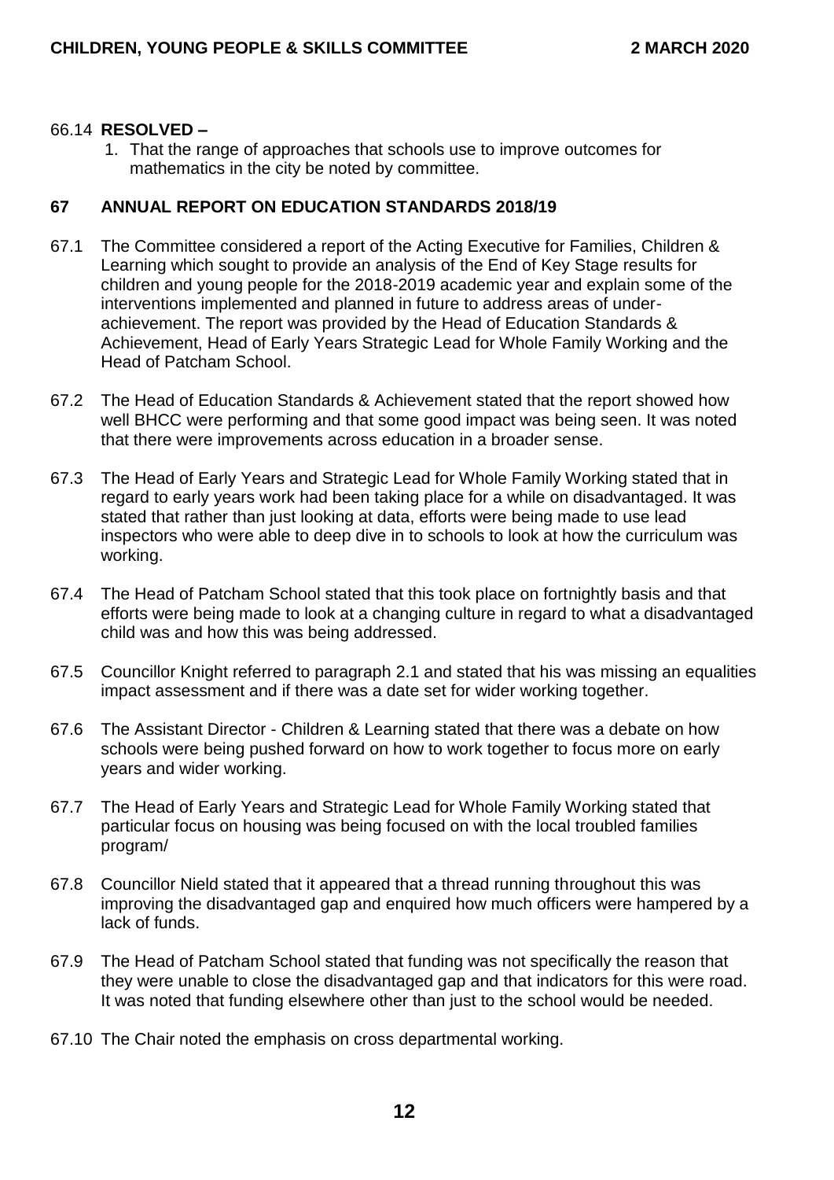66.14 **RESOLVED –**

1. That the range of approaches that schools use to improve outcomes for mathematics in the city be noted by committee.

## 67 ANNUAL REPORT ON EDUCATION STANDARDS 2018/19

67.1 The Committee considered a report of the Acting Executive for Families, Children & Learning which sought to provide an analysis of the End of Key Stage results for children and young people for the 2018-2019 academic year and explain some of the interventions implemented and planned in future to address areas of under-achievement. The report was provided by the Head of Education Standards & Achievement, Head of Early Years Strategic Lead for Whole Family Working and the Head of Patcham School.

67.2 The Head of Education Standards & Achievement stated that the report showed how well BHCC were performing and that some good impact was being seen. It was noted that there were improvements across education in a broader sense.

67.3 The Head of Early Years and Strategic Lead for Whole Family Working stated that in regard to early years work had been taking place for a while on disadvantaged. It was stated that rather than just looking at data, efforts were being made to use lead inspectors who were able to deep dive in to schools to look at how the curriculum was working.

67.4 The Head of Patcham School stated that this took place on fortnightly basis and that efforts were being made to look at a changing culture in regard to what a disadvantaged child was and how this was being addressed.

67.5 Councillor Knight referred to paragraph 2.1 and stated that his was missing an equalities impact assessment and if there was a date set for wider working together.

67.6 The Assistant Director - Children & Learning stated that there was a debate on how schools were being pushed forward on how to work together to focus more on early years and wider working.

67.7 The Head of Early Years and Strategic Lead for Whole Family Working stated that particular focus on housing was being focused on with the local troubled families program/

67.8 Councillor Nield stated that it appeared that a thread running throughout this was improving the disadvantaged gap and enquired how much officers were hampered by a lack of funds.

67.9 The Head of Patcham School stated that funding was not specifically the reason that they were unable to close the disadvantaged gap and that indicators for this were road. It was noted that funding elsewhere other than just to the school would be needed.

67.10 The Chair noted the emphasis on cross departmental working.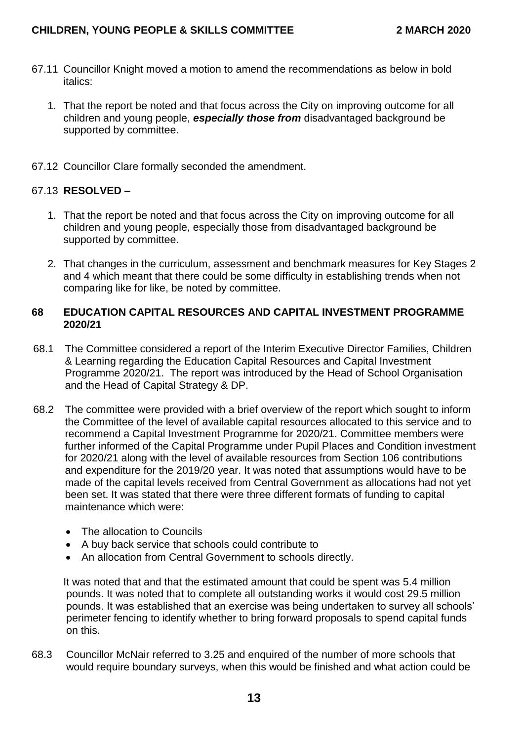67.11 Councillor Knight moved a motion to amend the recommendations as below in bold italics:

1. That the report be noted and that focus across the City on improving outcome for all children and young people, ***especially those from*** disadvantaged background be supported by committee.

67.12 Councillor Clare formally seconded the amendment.

67.13 **RESOLVED –**

1. That the report be noted and that focus across the City on improving outcome for all children and young people, especially those from disadvantaged background be supported by committee.

2. That changes in the curriculum, assessment and benchmark measures for Key Stages 2 and 4 which meant that there could be some difficulty in establishing trends when not comparing like for like, be noted by committee.

## 68 EDUCATION CAPITAL RESOURCES AND CAPITAL INVESTMENT PROGRAMME 2020/21

68.1 The Committee considered a report of the Interim Executive Director Families, Children & Learning regarding the Education Capital Resources and Capital Investment Programme 2020/21. The report was introduced by the Head of School Organisation and the Head of Capital Strategy & DP.

68.2 The committee were provided with a brief overview of the report which sought to inform the Committee of the level of available capital resources allocated to this service and to recommend a Capital Investment Programme for 2020/21. Committee members were further informed of the Capital Programme under Pupil Places and Condition investment for 2020/21 along with the level of available resources from Section 106 contributions and expenditure for the 2019/20 year. It was noted that assumptions would have to be made of the capital levels received from Central Government as allocations had not yet been set. It was stated that there were three different formats of funding to capital maintenance which were:

- The allocation to Councils
- A buy back service that schools could contribute to
- An allocation from Central Government to schools directly.

It was noted that and that the estimated amount that could be spent was 5.4 million pounds. It was noted that to complete all outstanding works it would cost 29.5 million pounds. It was established that an exercise was being undertaken to survey all schools' perimeter fencing to identify whether to bring forward proposals to spend capital funds on this.

68.3 Councillor McNair referred to 3.25 and enquired of the number of more schools that would require boundary surveys, when this would be finished and what action could be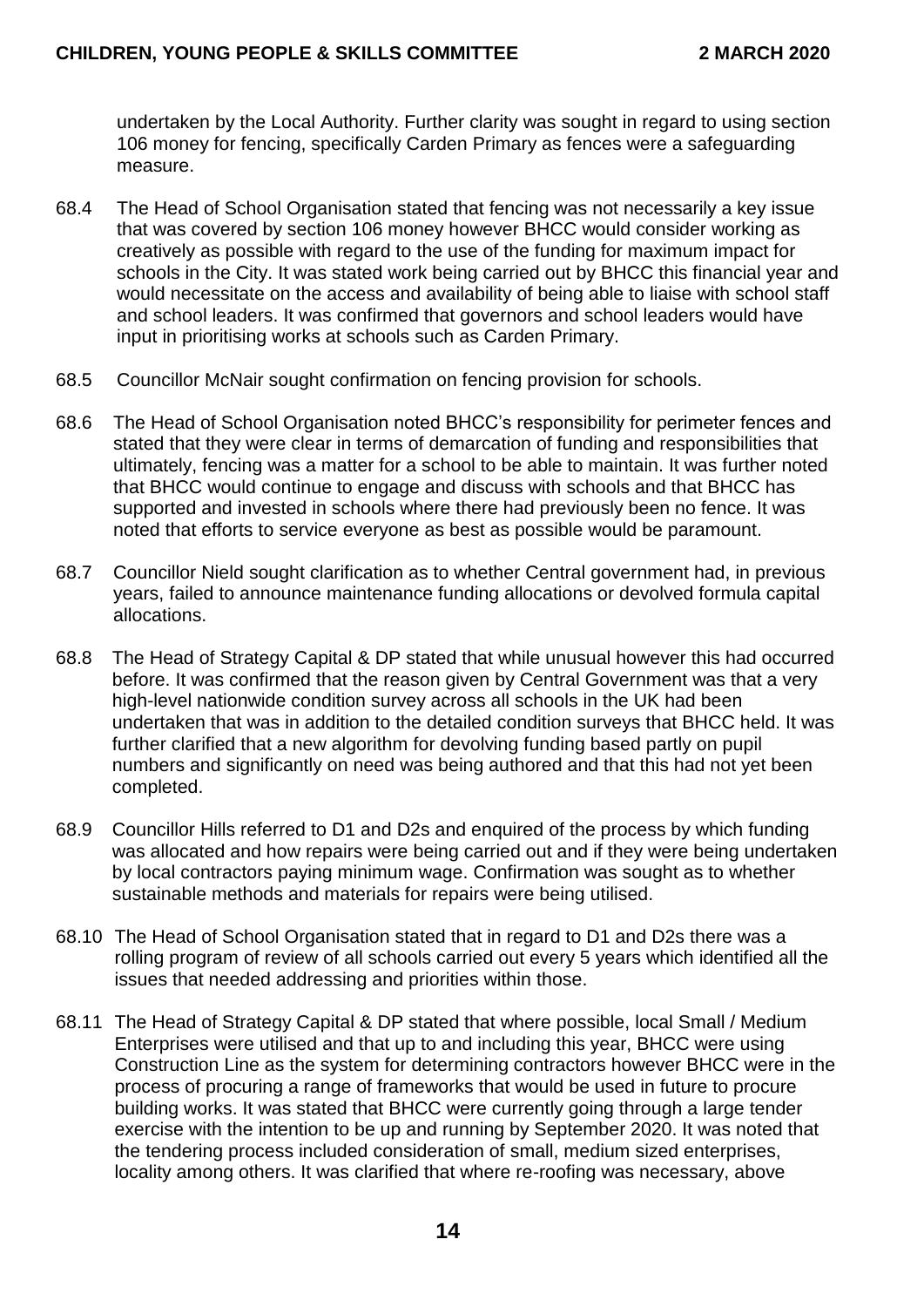undertaken by the Local Authority. Further clarity was sought in regard to using section 106 money for fencing, specifically Carden Primary as fences were a safeguarding measure.

68.4 The Head of School Organisation stated that fencing was not necessarily a key issue that was covered by section 106 money however BHCC would consider working as creatively as possible with regard to the use of the funding for maximum impact for schools in the City. It was stated work being carried out by BHCC this financial year and would necessitate on the access and availability of being able to liaise with school staff and school leaders. It was confirmed that governors and school leaders would have input in prioritising works at schools such as Carden Primary.

68.5 Councillor McNair sought confirmation on fencing provision for schools.

68.6 The Head of School Organisation noted BHCC's responsibility for perimeter fences and stated that they were clear in terms of demarcation of funding and responsibilities that ultimately, fencing was a matter for a school to be able to maintain. It was further noted that BHCC would continue to engage and discuss with schools and that BHCC has supported and invested in schools where there had previously been no fence. It was noted that efforts to service everyone as best as possible would be paramount.

68.7 Councillor Nield sought clarification as to whether Central government had, in previous years, failed to announce maintenance funding allocations or devolved formula capital allocations.

68.8 The Head of Strategy Capital & DP stated that while unusual however this had occurred before. It was confirmed that the reason given by Central Government was that a very high-level nationwide condition survey across all schools in the UK had been undertaken that was in addition to the detailed condition surveys that BHCC held. It was further clarified that a new algorithm for devolving funding based partly on pupil numbers and significantly on need was being authored and that this had not yet been completed.

68.9 Councillor Hills referred to D1 and D2s and enquired of the process by which funding was allocated and how repairs were being carried out and if they were being undertaken by local contractors paying minimum wage. Confirmation was sought as to whether sustainable methods and materials for repairs were being utilised.

68.10 The Head of School Organisation stated that in regard to D1 and D2s there was a rolling program of review of all schools carried out every 5 years which identified all the issues that needed addressing and priorities within those.

68.11 The Head of Strategy Capital & DP stated that where possible, local Small / Medium Enterprises were utilised and that up to and including this year, BHCC were using Construction Line as the system for determining contractors however BHCC were in the process of procuring a range of frameworks that would be used in future to procure building works. It was stated that BHCC were currently going through a large tender exercise with the intention to be up and running by September 2020. It was noted that the tendering process included consideration of small, medium sized enterprises, locality among others. It was clarified that where re-roofing was necessary, above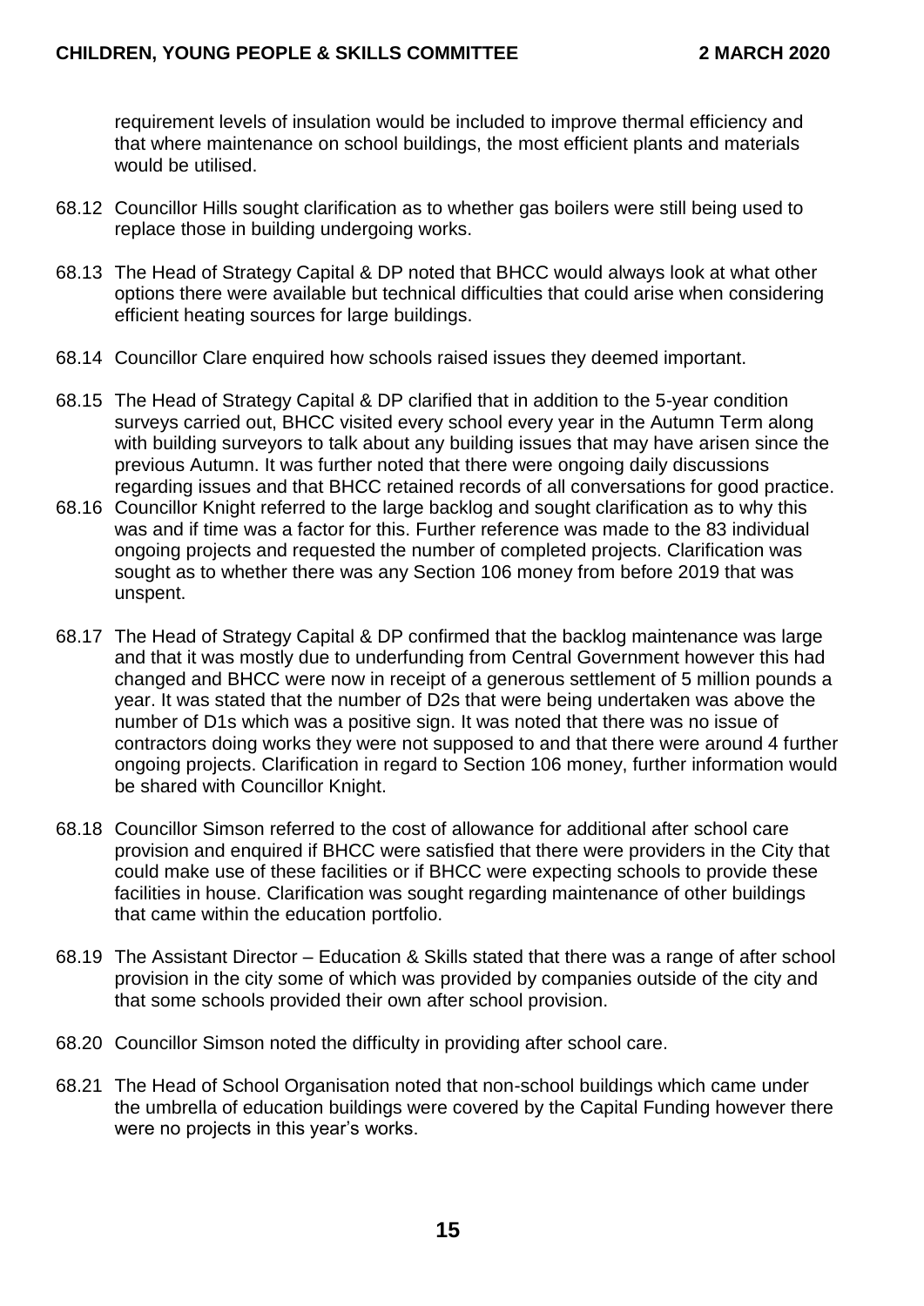requirement levels of insulation would be included to improve thermal efficiency and that where maintenance on school buildings, the most efficient plants and materials would be utilised.

68.12 Councillor Hills sought clarification as to whether gas boilers were still being used to replace those in building undergoing works.

68.13 The Head of Strategy Capital & DP noted that BHCC would always look at what other options there were available but technical difficulties that could arise when considering efficient heating sources for large buildings.

68.14 Councillor Clare enquired how schools raised issues they deemed important.

68.15 The Head of Strategy Capital & DP clarified that in addition to the 5-year condition surveys carried out, BHCC visited every school every year in the Autumn Term along with building surveyors to talk about any building issues that may have arisen since the previous Autumn. It was further noted that there were ongoing daily discussions regarding issues and that BHCC retained records of all conversations for good practice.

68.16 Councillor Knight referred to the large backlog and sought clarification as to why this was and if time was a factor for this. Further reference was made to the 83 individual ongoing projects and requested the number of completed projects. Clarification was sought as to whether there was any Section 106 money from before 2019 that was unspent.

68.17 The Head of Strategy Capital & DP confirmed that the backlog maintenance was large and that it was mostly due to underfunding from Central Government however this had changed and BHCC were now in receipt of a generous settlement of 5 million pounds a year. It was stated that the number of D2s that were being undertaken was above the number of D1s which was a positive sign. It was noted that there was no issue of contractors doing works they were not supposed to and that there were around 4 further ongoing projects. Clarification in regard to Section 106 money, further information would be shared with Councillor Knight.

68.18 Councillor Simson referred to the cost of allowance for additional after school care provision and enquired if BHCC were satisfied that there were providers in the City that could make use of these facilities or if BHCC were expecting schools to provide these facilities in house. Clarification was sought regarding maintenance of other buildings that came within the education portfolio.

68.19 The Assistant Director – Education & Skills stated that there was a range of after school provision in the city some of which was provided by companies outside of the city and that some schools provided their own after school provision.

68.20 Councillor Simson noted the difficulty in providing after school care.

68.21 The Head of School Organisation noted that non-school buildings which came under the umbrella of education buildings were covered by the Capital Funding however there were no projects in this year's works.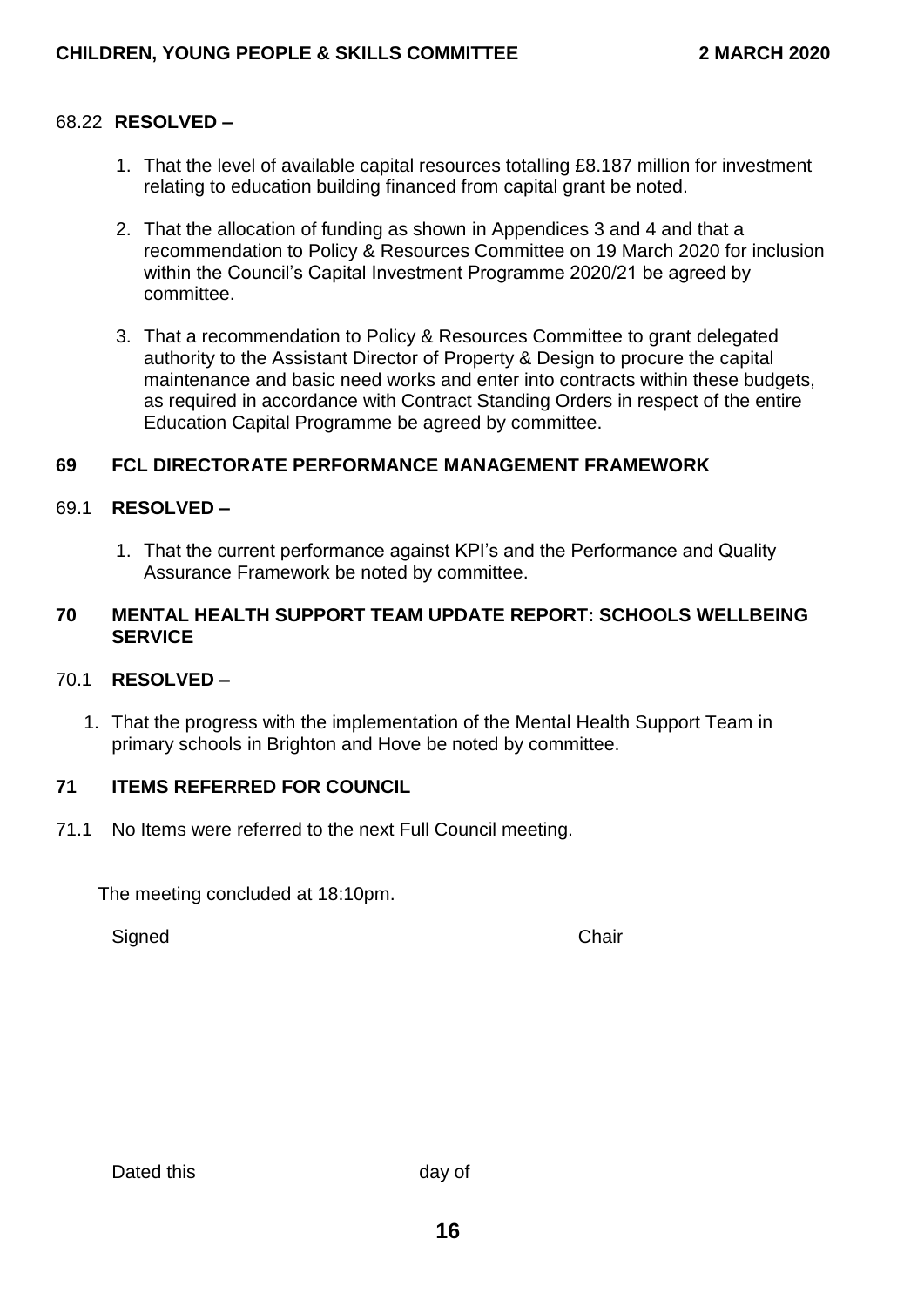68.22 **RESOLVED –**

1. That the level of available capital resources totalling £8.187 million for investment relating to education building financed from capital grant be noted.

2. That the allocation of funding as shown in Appendices 3 and 4 and that a recommendation to Policy & Resources Committee on 19 March 2020 for inclusion within the Council's Capital Investment Programme 2020/21 be agreed by committee.

3. That a recommendation to Policy & Resources Committee to grant delegated authority to the Assistant Director of Property & Design to procure the capital maintenance and basic need works and enter into contracts within these budgets, as required in accordance with Contract Standing Orders in respect of the entire Education Capital Programme be agreed by committee.

## 69 FCL DIRECTORATE PERFORMANCE MANAGEMENT FRAMEWORK

69.1 **RESOLVED –**

1. That the current performance against KPI's and the Performance and Quality Assurance Framework be noted by committee.

## 70 MENTAL HEALTH SUPPORT TEAM UPDATE REPORT: SCHOOLS WELLBEING SERVICE

70.1 **RESOLVED –**

1. That the progress with the implementation of the Mental Health Support Team in primary schools in Brighton and Hove be noted by committee.

## 71 ITEMS REFERRED FOR COUNCIL

71.1 No Items were referred to the next Full Council meeting.

The meeting concluded at 18:10pm.

Signed Chair

Dated this day of